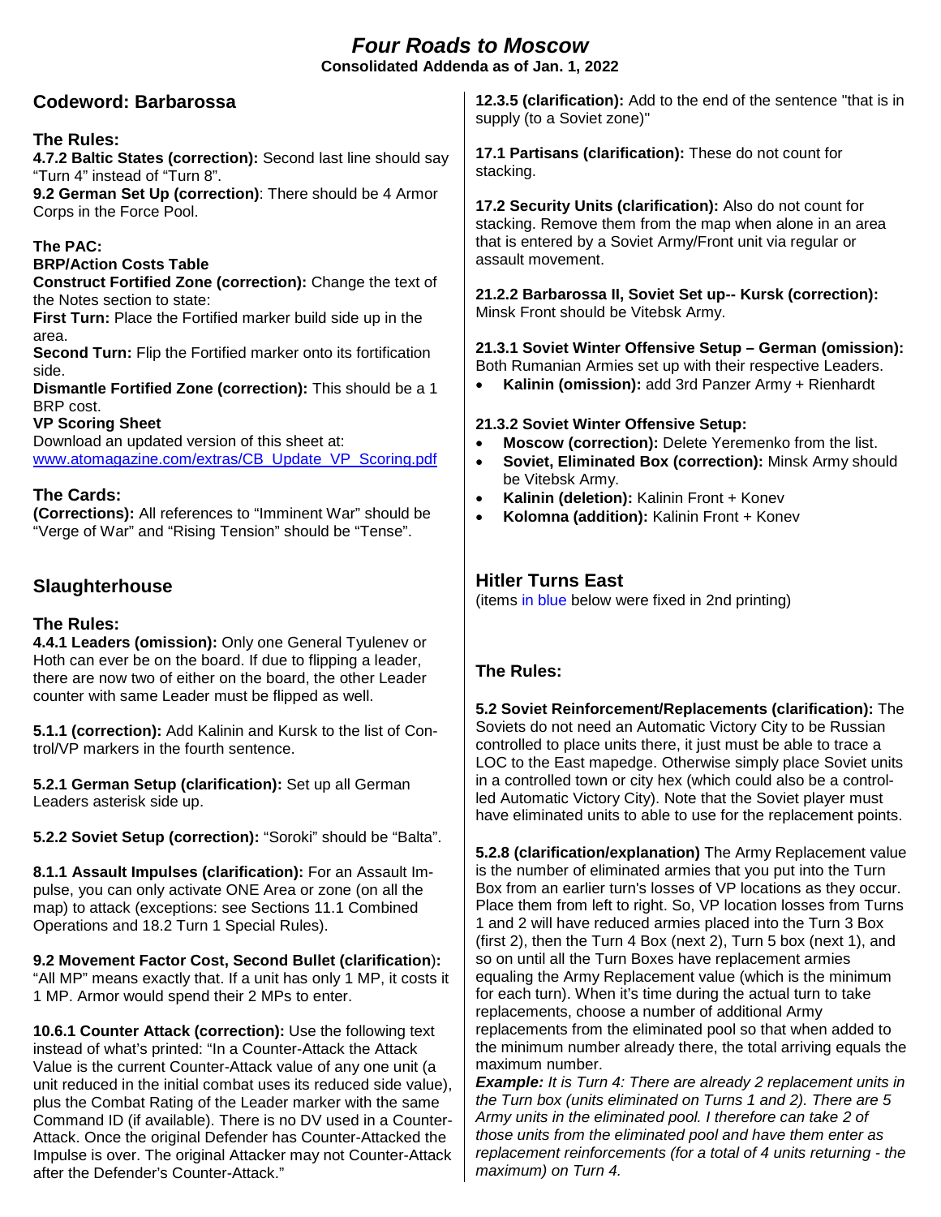# *Four Roads to Moscow*

**Consolidated Addenda as of Jan. 1, 2022**

## Codeword: Barbarossa

### The Rules:

**4.7.2 Baltic States (correction):** Second last line should say "Turn 4" instead of "Turn 8".

**9.2 German Set Up (correction)**: There should be 4 Armor Corps in the Force Pool.

### The PAC:

**BRP/Action Costs Table**

**Construct Fortified Zone (correction):** Change the text of the Notes section to state:

**First Turn:** Place the Fortified marker build side up in the area.

**Second Turn:** Flip the Fortified marker onto its fortification side.

**Dismantle Fortified Zone (correction):** This should be a 1 BRP cost.

**VP Scoring Sheet**

Download an updated version of this sheet at: www.atomagazine.com/extras/CB_Update_VP_Scoring.pdf

### The Cards:

**(Corrections):** All references to "Imminent War" should be "Verge of War" and "Rising Tension" should be "Tense".

## Slaughterhouse

### The Rules:

**4.4.1 Leaders (omission):** Only one General Tyulenev or Hoth can ever be on the board. If due to flipping a leader, there are now two of either on the board, the other Leader counter with same Leader must be flipped as well.

**5.1.1 (correction):** Add Kalinin and Kursk to the list of Control/VP markers in the fourth sentence.

**5.2.1 German Setup (clarification):** Set up all German Leaders asterisk side up.

**5.2.2 Soviet Setup (correction):** "Soroki" should be "Balta".

**8.1.1 Assault Impulses (clarification):** For an Assault Impulse, you can only activate ONE Area or zone (on all the map) to attack (exceptions: see Sections 11.1 Combined Operations and 18.2 Turn 1 Special Rules).

**9.2 Movement Factor Cost, Second Bullet (clarification**): "All MP" means exactly that. If a unit has only 1 MP, it costs it 1 MP. Armor would spend their 2 MPs to enter.

**10.6.1 Counter Attack (correction):** Use the following text instead of what's printed: "In a Counter-Attack the Attack Value is the current Counter-Attack value of any one unit (a unit reduced in the initial combat uses its reduced side value), plus the Combat Rating of the Leader marker with the same Command ID (if available). There is no DV used in a Counter-Attack. Once the original Defender has Counter-Attacked the Impulse is over. The original Attacker may not Counter-Attack after the Defender's Counter-Attack."

**12.3.5 (clarification):** Add to the end of the sentence "that is in supply (to a Soviet zone)"

**17.1 Partisans (clarification):** These do not count for stacking.

**17.2 Security Units (clarification):** Also do not count for stacking. Remove them from the map when alone in an area that is entered by a Soviet Army/Front unit via regular or assault movement.

**21.2.2 Barbarossa II, Soviet Set up-- Kursk (correction):** Minsk Front should be Vitebsk Army.

**21.3.1 Soviet Winter Offensive Setup – German (omission):** Both Rumanian Armies set up with their respective Leaders.

- **Kalinin (omission):** add 3rd Panzer Army + Rienhardt

**21.3.2 Soviet Winter Offensive Setup:**

- **Moscow (correction):** Delete Yeremenko from the list.
- **Soviet, Eliminated Box (correction):** Minsk Army should be Vitebsk Army.
- **Kalinin (deletion):** Kalinin Front + Konev
- **Kolomna (addition):** Kalinin Front + Konev

## Hitler Turns East

(items in blue below were fixed in 2nd printing)

### The Rules:

**5.2 Soviet Reinforcement/Replacements (clarification):** The Soviets do not need an Automatic Victory City to be Russian controlled to place units there, it just must be able to trace a LOC to the East mapedge. Otherwise simply place Soviet units in a controlled town or city hex (which could also be a controlled Automatic Victory City). Note that the Soviet player must have eliminated units to able to use for the replacement points.

**5.2.8 (clarification/explanation)** The Army Replacement value is the number of eliminated armies that you put into the Turn Box from an earlier turn's losses of VP locations as they occur. Place them from left to right. So, VP location losses from Turns 1 and 2 will have reduced armies placed into the Turn 3 Box (first 2), then the Turn 4 Box (next 2), Turn 5 box (next 1), and so on until all the Turn Boxes have replacement armies equaling the Army Replacement value (which is the minimum for each turn). When it's time during the actual turn to take replacements, choose a number of additional Army replacements from the eliminated pool so that when added to the minimum number already there, the total arriving equals the maximum number.

***Example:*** *It is Turn 4: There are already 2 replacement units in the Turn box (units eliminated on Turns 1 and 2). There are 5 Army units in the eliminated pool. I therefore can take 2 of those units from the eliminated pool and have them enter as replacement reinforcements (for a total of 4 units returning - the maximum) on Turn 4.*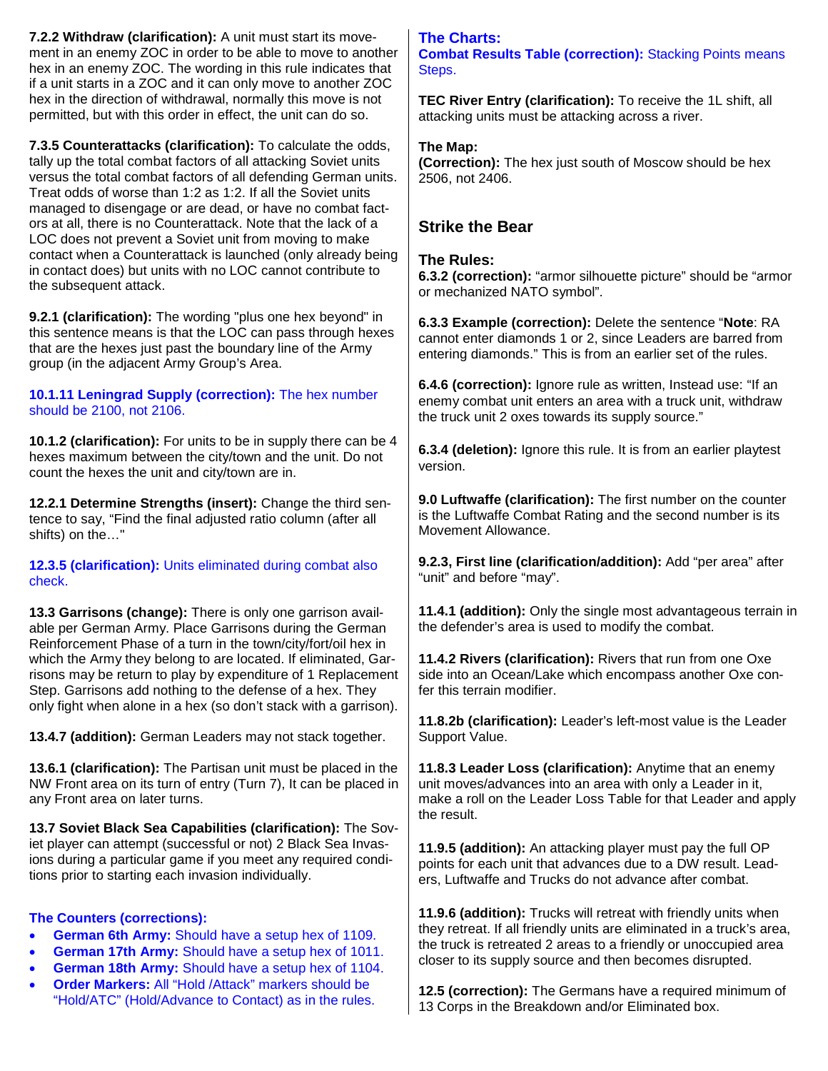**7.2.2 Withdraw (clarification):** A unit must start its movement in an enemy ZOC in order to be able to move to another hex in an enemy ZOC. The wording in this rule indicates that if a unit starts in a ZOC and it can only move to another ZOC hex in the direction of withdrawal, normally this move is not permitted, but with this order in effect, the unit can do so.

**7.3.5 Counterattacks (clarification):** To calculate the odds, tally up the total combat factors of all attacking Soviet units versus the total combat factors of all defending German units. Treat odds of worse than 1:2 as 1:2. If all the Soviet units managed to disengage or are dead, or have no combat factors at all, there is no Counterattack. Note that the lack of a LOC does not prevent a Soviet unit from moving to make contact when a Counterattack is launched (only already being in contact does) but units with no LOC cannot contribute to the subsequent attack.

**9.2.1 (clarification):** The wording "plus one hex beyond" in this sentence means is that the LOC can pass through hexes that are the hexes just past the boundary line of the Army group (in the adjacent Army Group's Area.

**10.1.11 Leningrad Supply (correction):** The hex number should be 2100, not 2106.

**10.1.2 (clarification):** For units to be in supply there can be 4 hexes maximum between the city/town and the unit. Do not count the hexes the unit and city/town are in.

**12.2.1 Determine Strengths (insert):** Change the third sentence to say, "Find the final adjusted ratio column (after all shifts) on the…"

**12.3.5 (clarification):** Units eliminated during combat also check.

**13.3 Garrisons (change):** There is only one garrison available per German Army. Place Garrisons during the German Reinforcement Phase of a turn in the town/city/fort/oil hex in which the Army they belong to are located. If eliminated, Garrisons may be return to play by expenditure of 1 Replacement Step. Garrisons add nothing to the defense of a hex. They only fight when alone in a hex (so don't stack with a garrison).

**13.4.7 (addition):** German Leaders may not stack together.

**13.6.1 (clarification):** The Partisan unit must be placed in the NW Front area on its turn of entry (Turn 7), It can be placed in any Front area on later turns.

**13.7 Soviet Black Sea Capabilities (clarification):** The Soviet player can attempt (successful or not) 2 Black Sea Invasions during a particular game if you meet any required conditions prior to starting each invasion individually.

**The Counters (corrections):**

- **German 6th Army:** Should have a setup hex of 1109.
- **German 17th Army:** Should have a setup hex of 1011.
- **German 18th Army:** Should have a setup hex of 1104.
- **Order Markers:** All "Hold /Attack" markers should be "Hold/ATC" (Hold/Advance to Contact) as in the rules.

**The Charts:**

**Combat Results Table (correction):** Stacking Points means Steps.

**TEC River Entry (clarification):** To receive the 1L shift, all attacking units must be attacking across a river.

**The Map:**

**(Correction):** The hex just south of Moscow should be hex 2506, not 2406.

## Strike the Bear

**The Rules:**

**6.3.2 (correction):** "armor silhouette picture" should be "armor or mechanized NATO symbol".

**6.3.3 Example (correction):** Delete the sentence "**Note**: RA cannot enter diamonds 1 or 2, since Leaders are barred from entering diamonds." This is from an earlier set of the rules.

**6.4.6 (correction):** Ignore rule as written, Instead use: "If an enemy combat unit enters an area with a truck unit, withdraw the truck unit 2 oxes towards its supply source."

**6.3.4 (deletion):** Ignore this rule. It is from an earlier playtest version.

**9.0 Luftwaffe (clarification):** The first number on the counter is the Luftwaffe Combat Rating and the second number is its Movement Allowance.

**9.2.3, First line (clarification/addition):** Add "per area" after "unit" and before "may".

**11.4.1 (addition):** Only the single most advantageous terrain in the defender's area is used to modify the combat.

**11.4.2 Rivers (clarification):** Rivers that run from one Oxe side into an Ocean/Lake which encompass another Oxe confer this terrain modifier.

**11.8.2b (clarification):** Leader's left-most value is the Leader Support Value.

**11.8.3 Leader Loss (clarification):** Anytime that an enemy unit moves/advances into an area with only a Leader in it, make a roll on the Leader Loss Table for that Leader and apply the result.

**11.9.5 (addition):** An attacking player must pay the full OP points for each unit that advances due to a DW result. Leaders, Luftwaffe and Trucks do not advance after combat.

**11.9.6 (addition):** Trucks will retreat with friendly units when they retreat. If all friendly units are eliminated in a truck's area, the truck is retreated 2 areas to a friendly or unoccupied area closer to its supply source and then becomes disrupted.

**12.5 (correction):** The Germans have a required minimum of 13 Corps in the Breakdown and/or Eliminated box.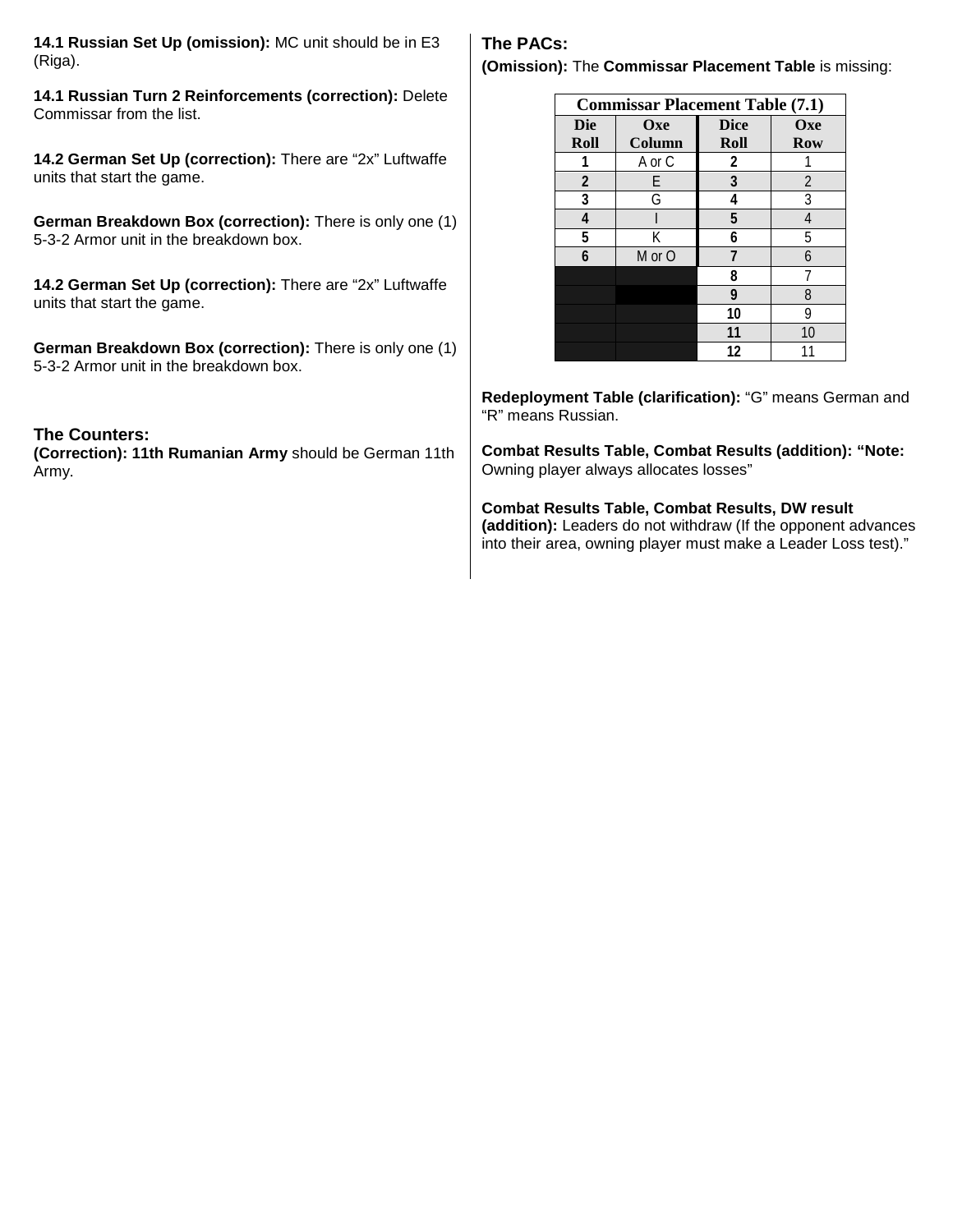**14.1 Russian Set Up (omission):** MC unit should be in E3 (Riga).

**14.1 Russian Turn 2 Reinforcements (correction):** Delete Commissar from the list.

**14.2 German Set Up (correction):** There are "2x" Luftwaffe units that start the game.

**German Breakdown Box (correction):** There is only one (1) 5-3-2 Armor unit in the breakdown box.

**14.2 German Set Up (correction):** There are "2x" Luftwaffe units that start the game.

**German Breakdown Box (correction):** There is only one (1) 5-3-2 Armor unit in the breakdown box.

### The Counters:

**(Correction): 11th Rumanian Army** should be German 11th Army.

### The PACs:

**(Omission):** The **Commissar Placement Table** is missing:

| Commissar Placement Table (7.1) | | | |
|---|---|---|---|
| **Die Roll** | **Oxe Column** | **Dice Roll** | **Oxe Row** |
| **1** | A or C | **2** | 1 |
| **2** | E | **3** | 2 |
| **3** | G | **4** | 3 |
| **4** | I | **5** | 4 |
| **5** | K | **6** | 5 |
| **6** | M or O | **7** | 6 |
| | | **8** | 7 |
| | | **9** | 8 |
| | | **10** | 9 |
| | | **11** | 10 |
| | | **12** | 11 |

**Redeployment Table (clarification):** "G" means German and "R" means Russian.

**Combat Results Table, Combat Results (addition): "Note:** Owning player always allocates losses"

**Combat Results Table, Combat Results, DW result (addition):** Leaders do not withdraw (If the opponent advances into their area, owning player must make a Leader Loss test)."